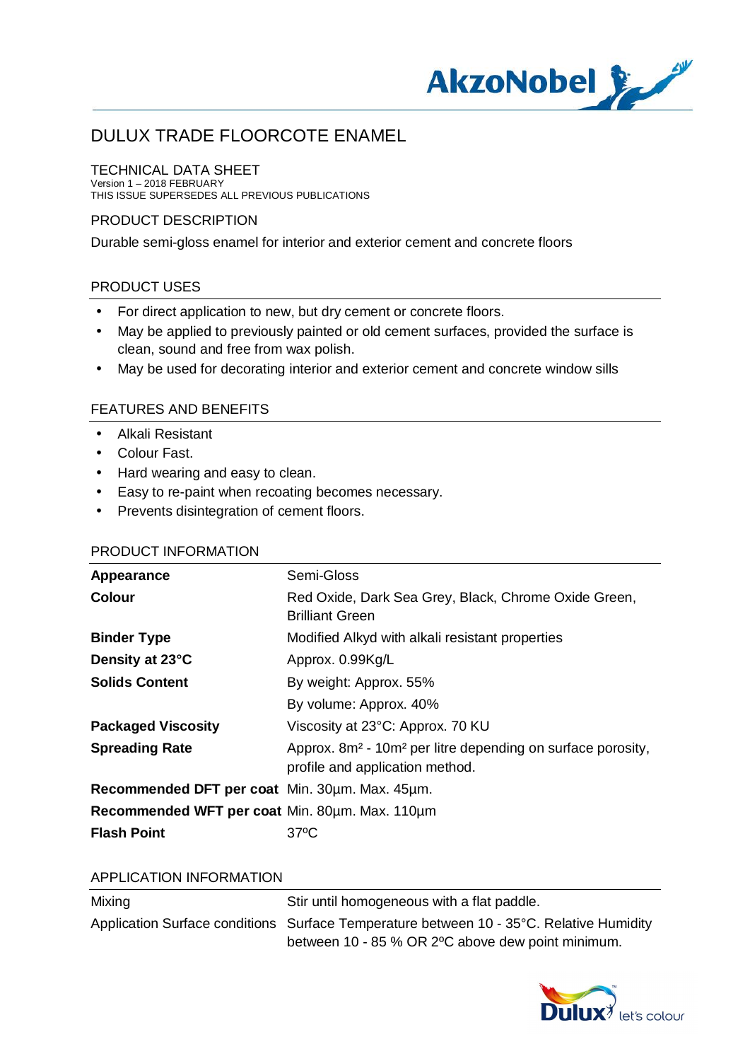# DULUX TRADE FLOORCOTE ENAMEL

## TECHNICAL DATA SHEET

Version 1 – 2018 FEBRUARY
THIS ISSUE SUPERSEDES ALL PREVIOUS PUBLICATIONS

## PRODUCT DESCRIPTION

Durable semi-gloss enamel for interior and exterior cement and concrete floors

## PRODUCT USES

- For direct application to new, but dry cement or concrete floors.
- May be applied to previously painted or old cement surfaces, provided the surface is clean, sound and free from wax polish.
- May be used for decorating interior and exterior cement and concrete window sills

## FEATURES AND BENEFITS

- Alkali Resistant
- Colour Fast.
- Hard wearing and easy to clean.
- Easy to re-paint when recoating becomes necessary.
- Prevents disintegration of cement floors.

## PRODUCT INFORMATION

| | |
|---|---|
| **Appearance** | Semi-Gloss |
| **Colour** | Red Oxide, Dark Sea Grey, Black, Chrome Oxide Green, Brilliant Green |
| **Binder Type** | Modified Alkyd with alkali resistant properties |
| **Density at 23°C** | Approx. 0.99Kg/L |
| **Solids Content** | By weight: Approx. 55% |
| | By volume: Approx. 40% |
| **Packaged Viscosity** | Viscosity at 23°C: Approx. 70 KU |
| **Spreading Rate** | Approx. $8m^2$ - $10m^2$ per litre depending on surface porosity, profile and application method. |
| **Recommended DFT per coat** | Min. 30µm. Max. 45µm. |
| **Recommended WFT per coat** | Min. 80µm. Max. 110µm |
| **Flash Point** | 37ºC |

## APPLICATION INFORMATION

| | |
|---|---|
| Mixing | Stir until homogeneous with a flat paddle. |
| Application Surface conditions | Surface Temperature between 10 - 35°C. Relative Humidity between 10 - 85 % OR 2ºC above dew point minimum. |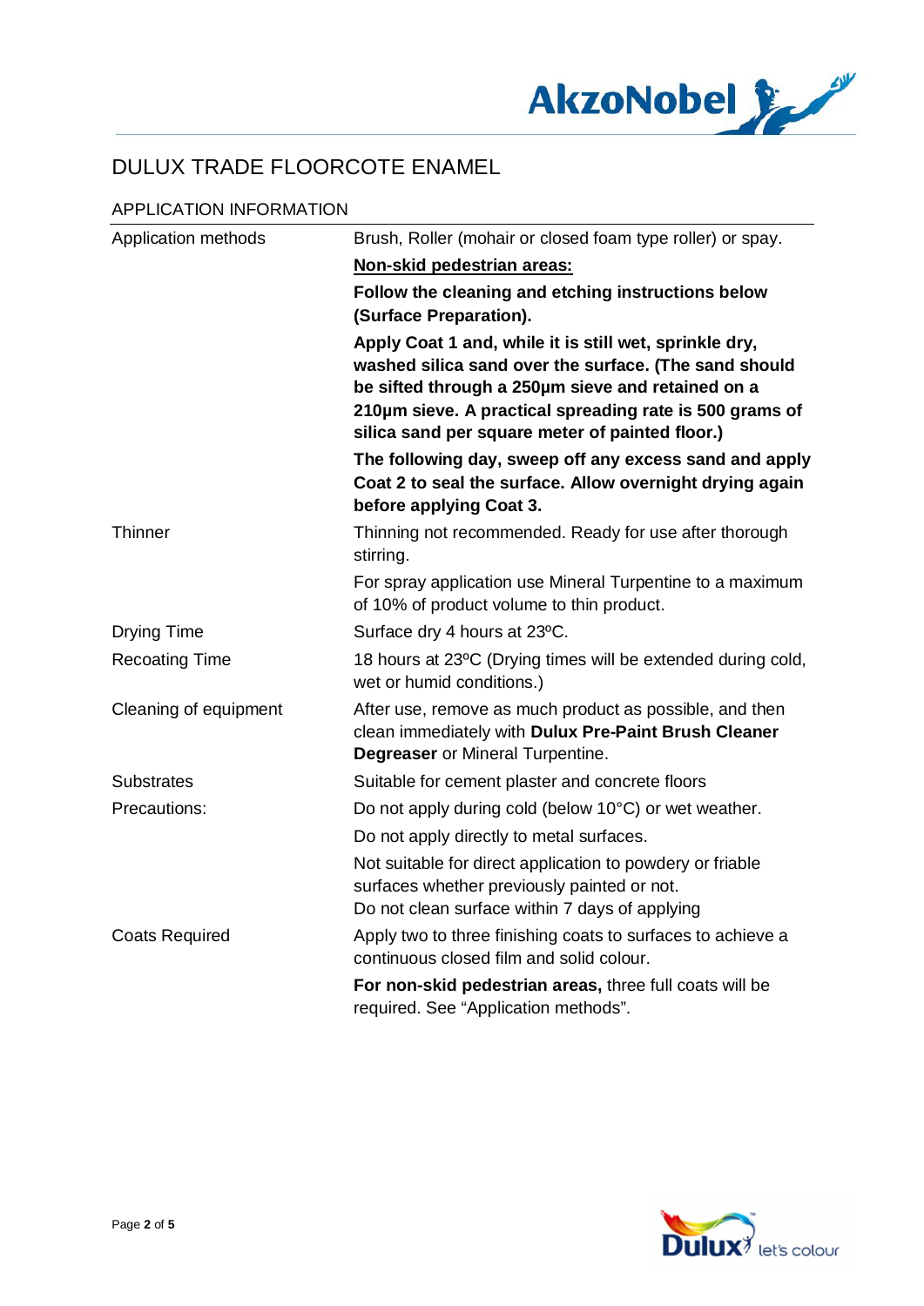# DULUX TRADE FLOORCOTE ENAMEL

## APPLICATION INFORMATION

| | |
|---|---|
| Application methods | Brush, Roller (mohair or closed foam type roller) or spay. |
| | **<u>Non-skid pedestrian areas:</u>** |
| | **Follow the cleaning and etching instructions below (Surface Preparation).** |
| | **Apply Coat 1 and, while it is still wet, sprinkle dry, washed silica sand over the surface. (The sand should be sifted through a 250µm sieve and retained on a 210µm sieve. A practical spreading rate is 500 grams of silica sand per square meter of painted floor.)** |
| | **The following day, sweep off any excess sand and apply Coat 2 to seal the surface. Allow overnight drying again before applying Coat 3.** |
| Thinner | Thinning not recommended. Ready for use after thorough stirring. |
| | For spray application use Mineral Turpentine to a maximum of 10% of product volume to thin product. |
| Drying Time | Surface dry 4 hours at 23ºC. |
| Recoating Time | 18 hours at 23ºC (Drying times will be extended during cold, wet or humid conditions.) |
| Cleaning of equipment | After use, remove as much product as possible, and then clean immediately with **Dulux Pre-Paint Brush Cleaner Degreaser** or Mineral Turpentine. |
| Substrates | Suitable for cement plaster and concrete floors |
| Precautions: | Do not apply during cold (below 10°C) or wet weather. |
| | Do not apply directly to metal surfaces. |
| | Not suitable for direct application to powdery or friable surfaces whether previously painted or not.<br>Do not clean surface within 7 days of applying |
| Coats Required | Apply two to three finishing coats to surfaces to achieve a continuous closed film and solid colour. |
| | **For non-skid pedestrian areas,** three full coats will be required. See "Application methods". |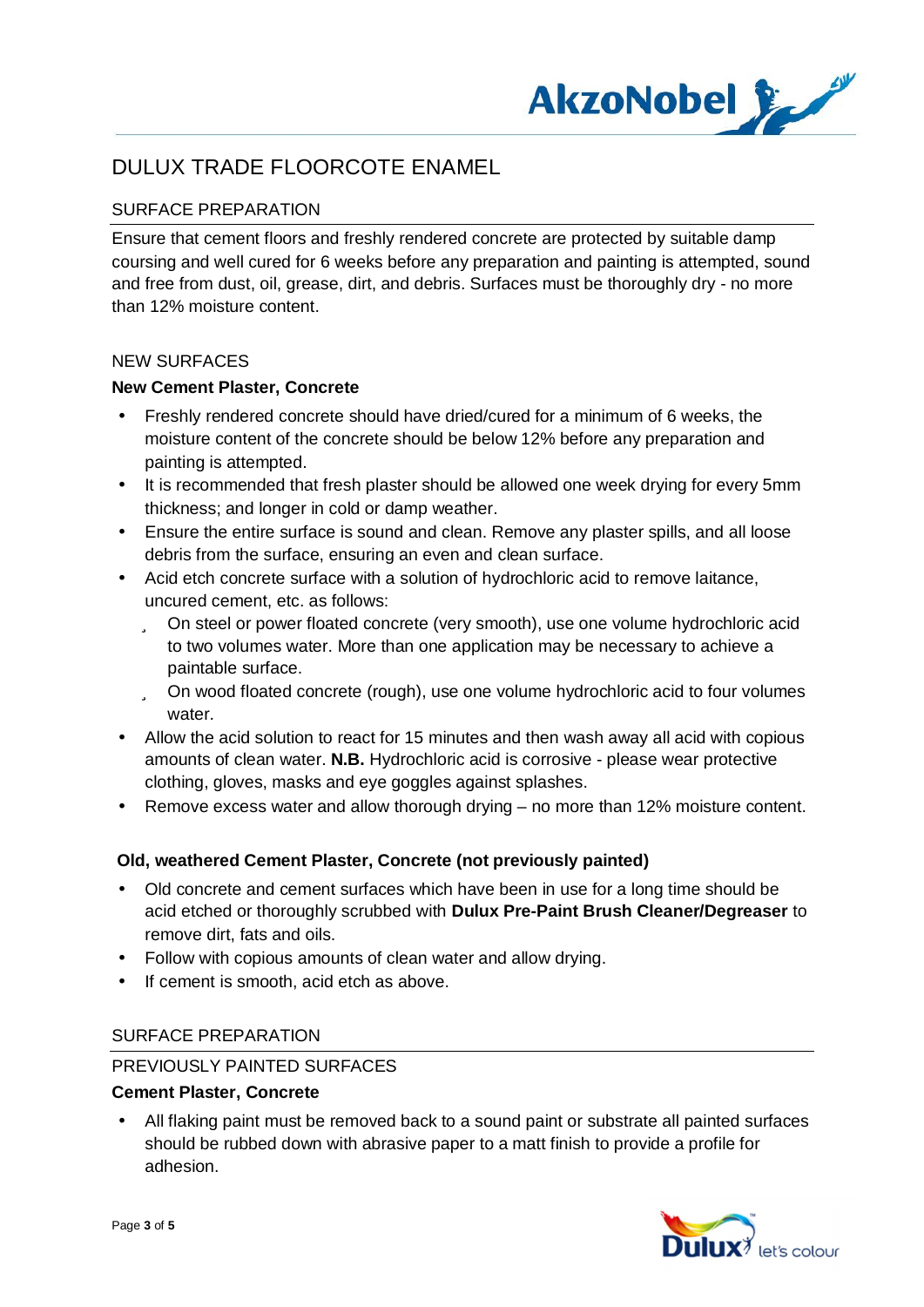# DULUX TRADE FLOORCOTE ENAMEL

## SURFACE PREPARATION

Ensure that cement floors and freshly rendered concrete are protected by suitable damp coursing and well cured for 6 weeks before any preparation and painting is attempted, sound and free from dust, oil, grease, dirt, and debris. Surfaces must be thoroughly dry - no more than 12% moisture content.

## NEW SURFACES

### New Cement Plaster, Concrete

- Freshly rendered concrete should have dried/cured for a minimum of 6 weeks, the moisture content of the concrete should be below 12% before any preparation and painting is attempted.
- It is recommended that fresh plaster should be allowed one week drying for every 5mm thickness; and longer in cold or damp weather.
- Ensure the entire surface is sound and clean. Remove any plaster spills, and all loose debris from the surface, ensuring an even and clean surface.
- Acid etch concrete surface with a solution of hydrochloric acid to remove laitance, uncured cement, etc. as follows:
  - On steel or power floated concrete (very smooth), use one volume hydrochloric acid to two volumes water. More than one application may be necessary to achieve a paintable surface.
  - On wood floated concrete (rough), use one volume hydrochloric acid to four volumes water.
- Allow the acid solution to react for 15 minutes and then wash away all acid with copious amounts of clean water. **N.B.** Hydrochloric acid is corrosive - please wear protective clothing, gloves, masks and eye goggles against splashes.
- Remove excess water and allow thorough drying – no more than 12% moisture content.

### Old, weathered Cement Plaster, Concrete (not previously painted)

- Old concrete and cement surfaces which have been in use for a long time should be acid etched or thoroughly scrubbed with **Dulux Pre-Paint Brush Cleaner/Degreaser** to remove dirt, fats and oils.
- Follow with copious amounts of clean water and allow drying.
- If cement is smooth, acid etch as above.

## SURFACE PREPARATION

## PREVIOUSLY PAINTED SURFACES

### Cement Plaster, Concrete

- All flaking paint must be removed back to a sound paint or substrate all painted surfaces should be rubbed down with abrasive paper to a matt finish to provide a profile for adhesion.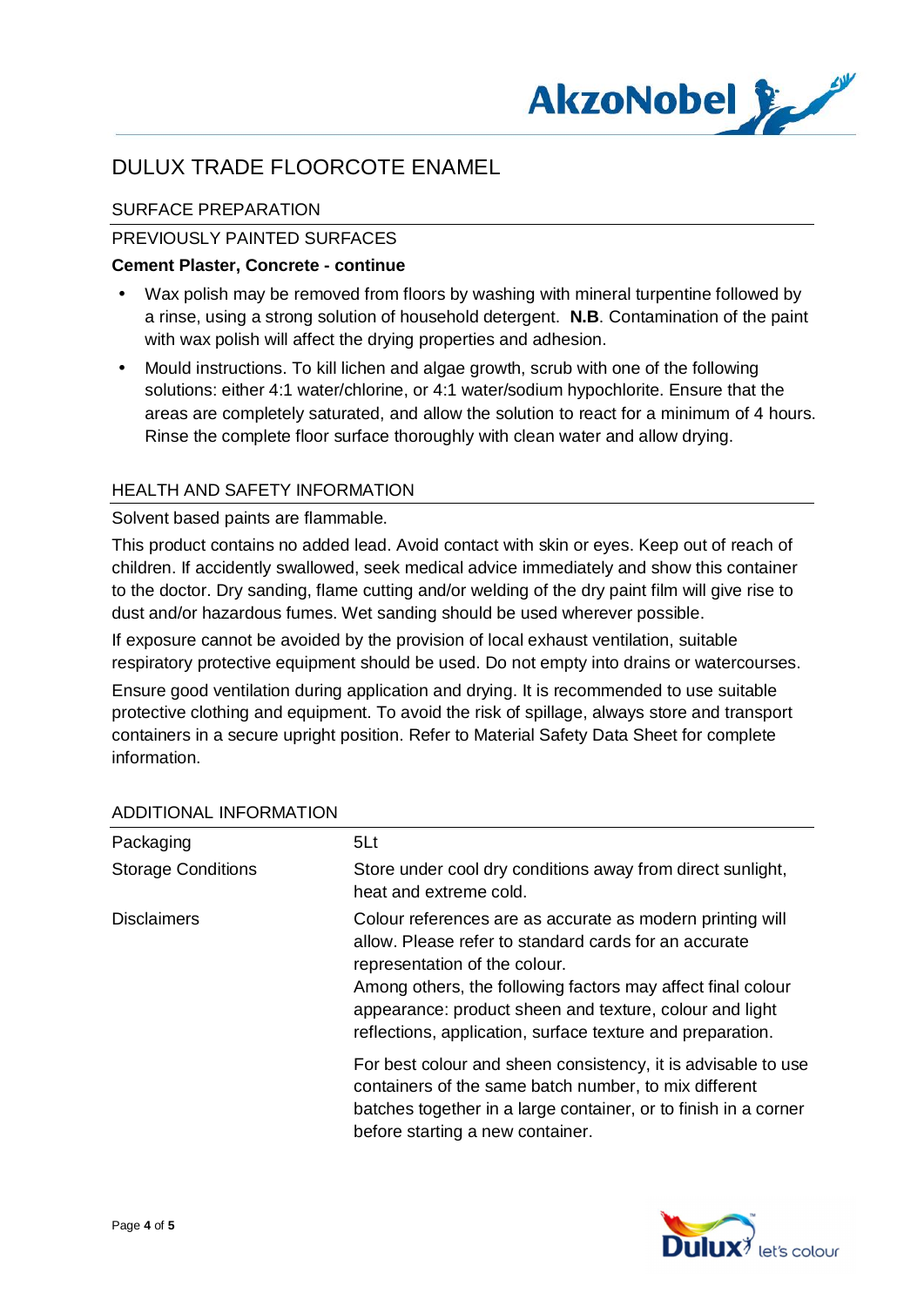# DULUX TRADE FLOORCOTE ENAMEL

## SURFACE PREPARATION

### PREVIOUSLY PAINTED SURFACES

**Cement Plaster, Concrete - continue**

- Wax polish may be removed from floors by washing with mineral turpentine followed by a rinse, using a strong solution of household detergent. **N.B**. Contamination of the paint with wax polish will affect the drying properties and adhesion.
- Mould instructions. To kill lichen and algae growth, scrub with one of the following solutions: either 4:1 water/chlorine, or 4:1 water/sodium hypochlorite. Ensure that the areas are completely saturated, and allow the solution to react for a minimum of 4 hours. Rinse the complete floor surface thoroughly with clean water and allow drying.

## HEALTH AND SAFETY INFORMATION

Solvent based paints are flammable.

This product contains no added lead. Avoid contact with skin or eyes. Keep out of reach of children. If accidently swallowed, seek medical advice immediately and show this container to the doctor. Dry sanding, flame cutting and/or welding of the dry paint film will give rise to dust and/or hazardous fumes. Wet sanding should be used wherever possible.

If exposure cannot be avoided by the provision of local exhaust ventilation, suitable respiratory protective equipment should be used. Do not empty into drains or watercourses.

Ensure good ventilation during application and drying. It is recommended to use suitable protective clothing and equipment. To avoid the risk of spillage, always store and transport containers in a secure upright position. Refer to Material Safety Data Sheet for complete information.

## ADDITIONAL INFORMATION

| | |
|---|---|
| Packaging | 5Lt |
| Storage Conditions | Store under cool dry conditions away from direct sunlight, heat and extreme cold. |
| Disclaimers | Colour references are as accurate as modern printing will allow. Please refer to standard cards for an accurate representation of the colour. Among others, the following factors may affect final colour appearance: product sheen and texture, colour and light reflections, application, surface texture and preparation. For best colour and sheen consistency, it is advisable to use containers of the same batch number, to mix different batches together in a large container, or to finish in a corner before starting a new container. |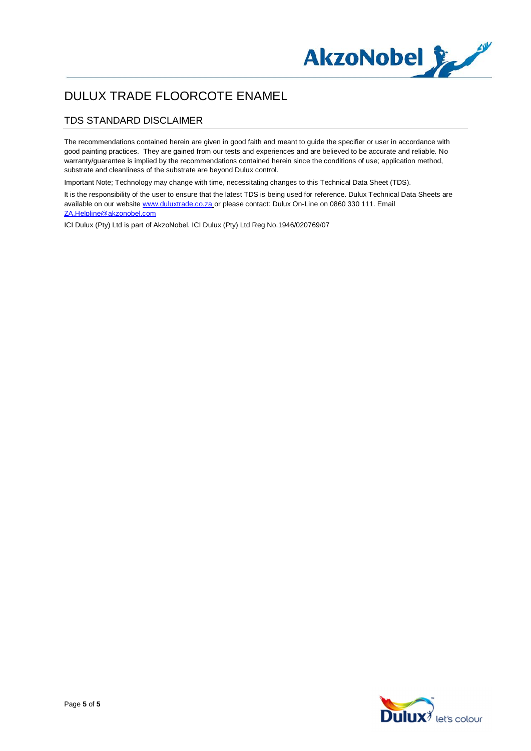# DULUX TRADE FLOORCOTE ENAMEL

## TDS STANDARD DISCLAIMER

The recommendations contained herein are given in good faith and meant to guide the specifier or user in accordance with good painting practices. They are gained from our tests and experiences and are believed to be accurate and reliable. No warranty/guarantee is implied by the recommendations contained herein since the conditions of use; application method, substrate and cleanliness of the substrate are beyond Dulux control.

Important Note; Technology may change with time, necessitating changes to this Technical Data Sheet (TDS).

It is the responsibility of the user to ensure that the latest TDS is being used for reference. Dulux Technical Data Sheets are available on our website www.duluxtrade.co.za or please contact: Dulux On-Line on 0860 330 111. Email ZA.Helpline@akzonobel.com

ICI Dulux (Pty) Ltd is part of AkzoNobel. ICI Dulux (Pty) Ltd Reg No.1946/020769/07